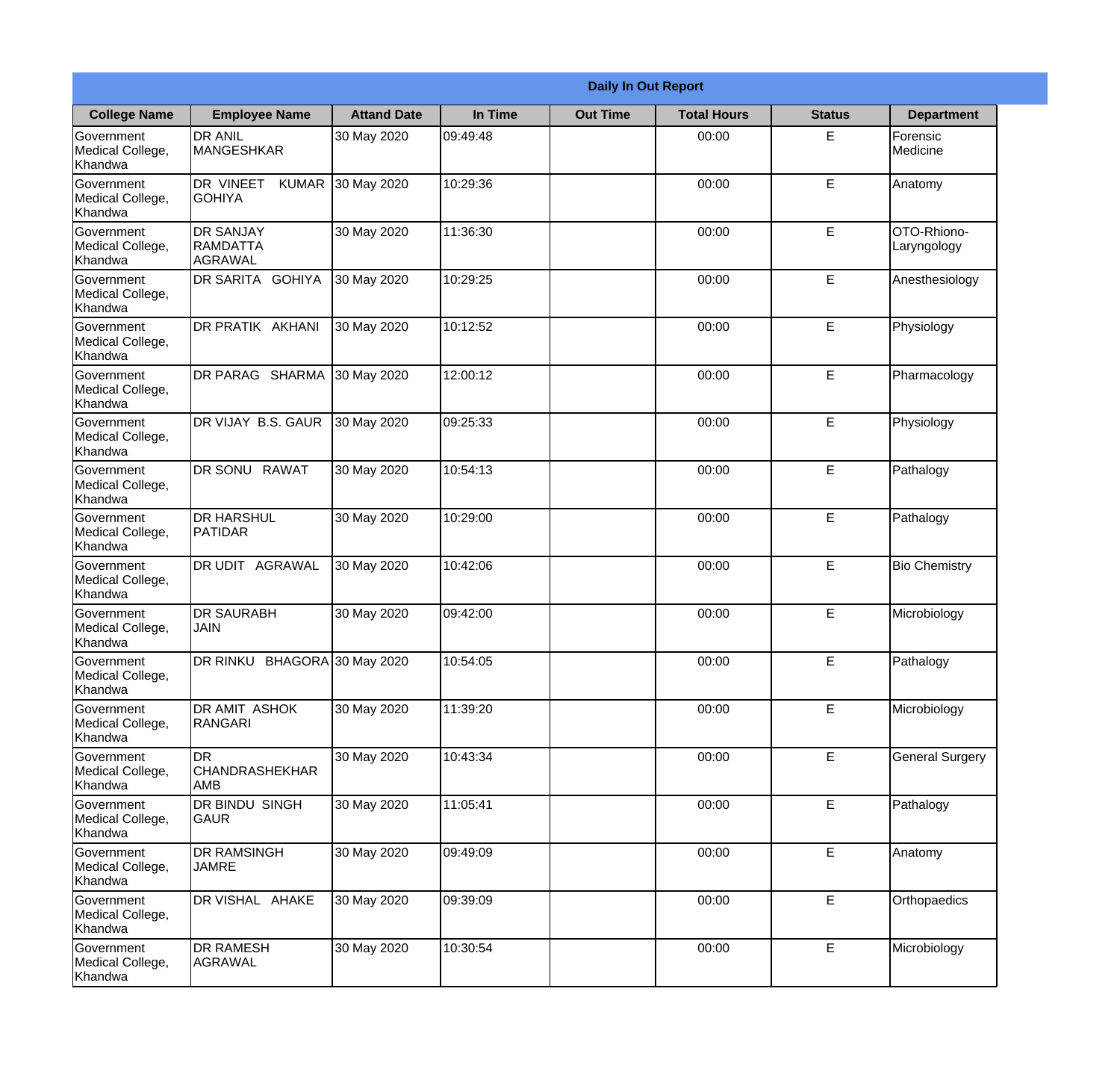**Daily In Out Report**

| College Name | Employee Name | Attand Date | In Time | Out Time | Total Hours | Status | Department |
|---|---|---|---|---|---|---|---|
| Government Medical College, Khandwa | DR ANIL MANGESHKAR | 30 May 2020 | 09:49:48 | | 00:00 | E | Forensic Medicine |
| Government Medical College, Khandwa | DR VINEET KUMAR GOHIYA | 30 May 2020 | 10:29:36 | | 00:00 | E | Anatomy |
| Government Medical College, Khandwa | DR SANJAY RAMDATTA AGRAWAL | 30 May 2020 | 11:36:30 | | 00:00 | E | OTO-Rhiono-Laryngology |
| Government Medical College, Khandwa | DR SARITA GOHIYA | 30 May 2020 | 10:29:25 | | 00:00 | E | Anesthesiology |
| Government Medical College, Khandwa | DR PRATIK AKHANI | 30 May 2020 | 10:12:52 | | 00:00 | E | Physiology |
| Government Medical College, Khandwa | DR PARAG SHARMA | 30 May 2020 | 12:00:12 | | 00:00 | E | Pharmacology |
| Government Medical College, Khandwa | DR VIJAY B.S. GAUR | 30 May 2020 | 09:25:33 | | 00:00 | E | Physiology |
| Government Medical College, Khandwa | DR SONU RAWAT | 30 May 2020 | 10:54:13 | | 00:00 | E | Pathalogy |
| Government Medical College, Khandwa | DR HARSHUL PATIDAR | 30 May 2020 | 10:29:00 | | 00:00 | E | Pathalogy |
| Government Medical College, Khandwa | DR UDIT AGRAWAL | 30 May 2020 | 10:42:06 | | 00:00 | E | Bio Chemistry |
| Government Medical College, Khandwa | DR SAURABH JAIN | 30 May 2020 | 09:42:00 | | 00:00 | E | Microbiology |
| Government Medical College, Khandwa | DR RINKU BHAGORA | 30 May 2020 | 10:54:05 | | 00:00 | E | Pathalogy |
| Government Medical College, Khandwa | DR AMIT ASHOK RANGARI | 30 May 2020 | 11:39:20 | | 00:00 | E | Microbiology |
| Government Medical College, Khandwa | DR CHANDRASHEKHAR AMB | 30 May 2020 | 10:43:34 | | 00:00 | E | General Surgery |
| Government Medical College, Khandwa | DR BINDU SINGH GAUR | 30 May 2020 | 11:05:41 | | 00:00 | E | Pathalogy |
| Government Medical College, Khandwa | DR RAMSINGH JAMRE | 30 May 2020 | 09:49:09 | | 00:00 | E | Anatomy |
| Government Medical College, Khandwa | DR VISHAL AHAKE | 30 May 2020 | 09:39:09 | | 00:00 | E | Orthopaedics |
| Government Medical College, Khandwa | DR RAMESH AGRAWAL | 30 May 2020 | 10:30:54 | | 00:00 | E | Microbiology |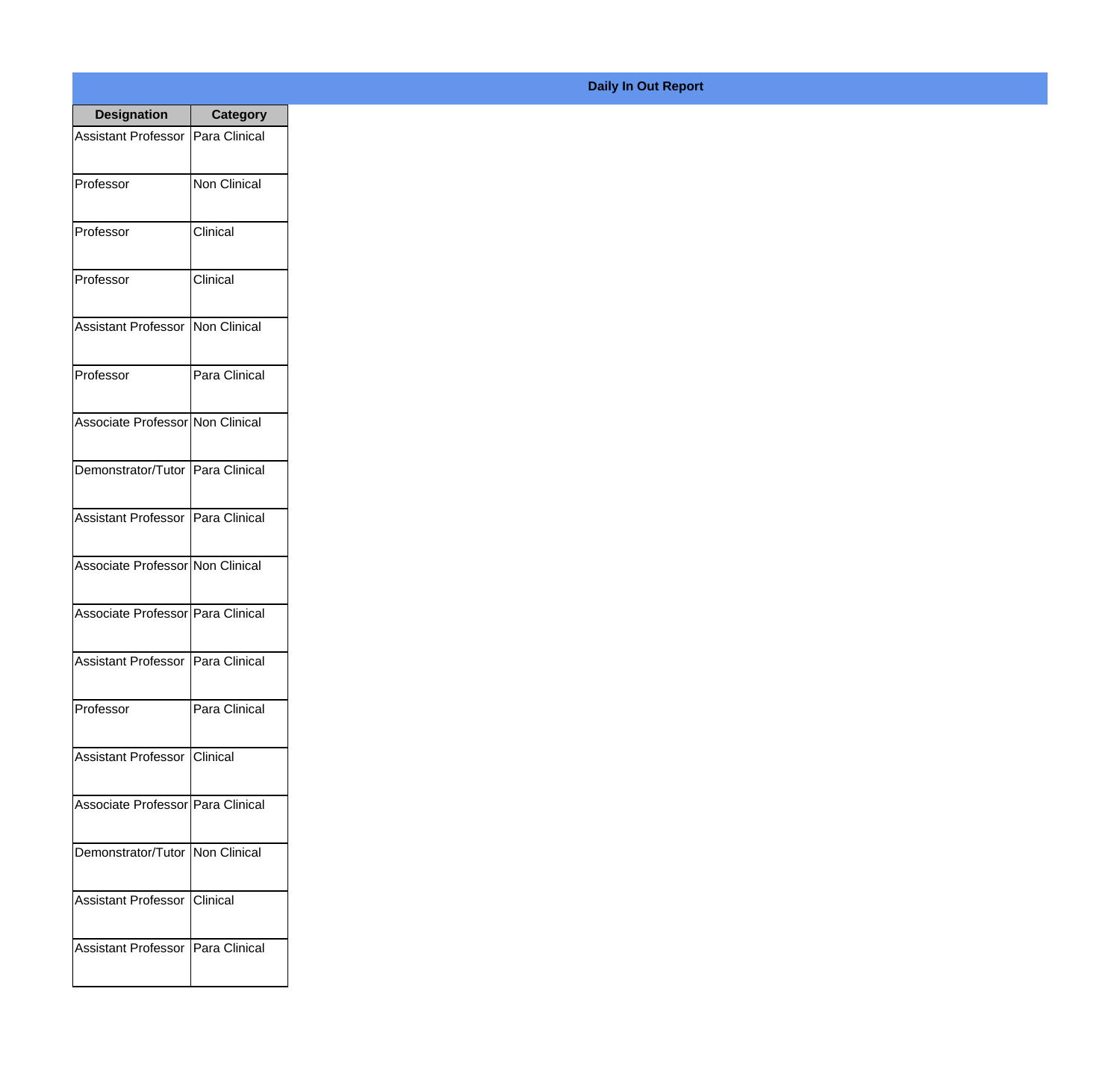**Daily In Out Report**

| Designation | Category |
| --- | --- |
| Assistant Professor | Para Clinical |
| Professor | Non Clinical |
| Professor | Clinical |
| Professor | Clinical |
| Assistant Professor | Non Clinical |
| Professor | Para Clinical |
| Associate Professor | Non Clinical |
| Demonstrator/Tutor | Para Clinical |
| Assistant Professor | Para Clinical |
| Associate Professor | Non Clinical |
| Associate Professor | Para Clinical |
| Assistant Professor | Para Clinical |
| Professor | Para Clinical |
| Assistant Professor | Clinical |
| Associate Professor | Para Clinical |
| Demonstrator/Tutor | Non Clinical |
| Assistant Professor | Clinical |
| Assistant Professor | Para Clinical |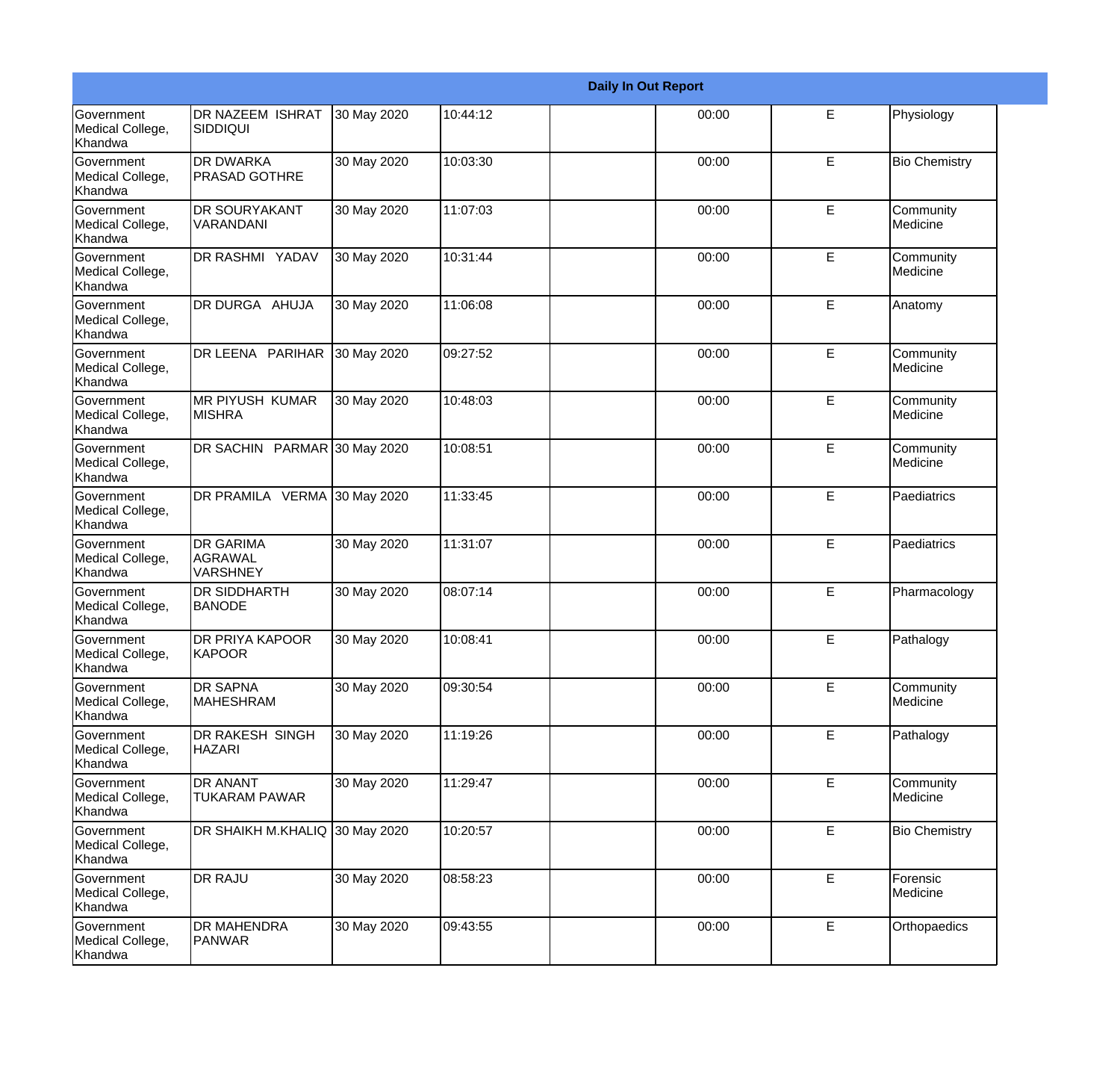| Daily In Out Report | | | | | | | |
|---|---|---|---|---|---|---|---|
| Government Medical College, Khandwa | DR NAZEEM ISHRAT SIDDIQUI | 30 May 2020 | 10:44:12 | | 00:00 | E | Physiology |
| Government Medical College, Khandwa | DR DWARKA PRASAD GOTHRE | 30 May 2020 | 10:03:30 | | 00:00 | E | Bio Chemistry |
| Government Medical College, Khandwa | DR SOURYAKANT VARANDANI | 30 May 2020 | 11:07:03 | | 00:00 | E | Community Medicine |
| Government Medical College, Khandwa | DR RASHMI YADAV | 30 May 2020 | 10:31:44 | | 00:00 | E | Community Medicine |
| Government Medical College, Khandwa | DR DURGA AHUJA | 30 May 2020 | 11:06:08 | | 00:00 | E | Anatomy |
| Government Medical College, Khandwa | DR LEENA PARIHAR | 30 May 2020 | 09:27:52 | | 00:00 | E | Community Medicine |
| Government Medical College, Khandwa | MR PIYUSH KUMAR MISHRA | 30 May 2020 | 10:48:03 | | 00:00 | E | Community Medicine |
| Government Medical College, Khandwa | DR SACHIN PARMAR | 30 May 2020 | 10:08:51 | | 00:00 | E | Community Medicine |
| Government Medical College, Khandwa | DR PRAMILA VERMA | 30 May 2020 | 11:33:45 | | 00:00 | E | Paediatrics |
| Government Medical College, Khandwa | DR GARIMA AGRAWAL VARSHNEY | 30 May 2020 | 11:31:07 | | 00:00 | E | Paediatrics |
| Government Medical College, Khandwa | DR SIDDHARTH BANODE | 30 May 2020 | 08:07:14 | | 00:00 | E | Pharmacology |
| Government Medical College, Khandwa | DR PRIYA KAPOOR KAPOOR | 30 May 2020 | 10:08:41 | | 00:00 | E | Pathalogy |
| Government Medical College, Khandwa | DR SAPNA MAHESHRAM | 30 May 2020 | 09:30:54 | | 00:00 | E | Community Medicine |
| Government Medical College, Khandwa | DR RAKESH SINGH HAZARI | 30 May 2020 | 11:19:26 | | 00:00 | E | Pathalogy |
| Government Medical College, Khandwa | DR ANANT TUKARAM PAWAR | 30 May 2020 | 11:29:47 | | 00:00 | E | Community Medicine |
| Government Medical College, Khandwa | DR SHAIKH M.KHALIQ | 30 May 2020 | 10:20:57 | | 00:00 | E | Bio Chemistry |
| Government Medical College, Khandwa | DR RAJU | 30 May 2020 | 08:58:23 | | 00:00 | E | Forensic Medicine |
| Government Medical College, Khandwa | DR MAHENDRA PANWAR | 30 May 2020 | 09:43:55 | | 00:00 | E | Orthopaedics |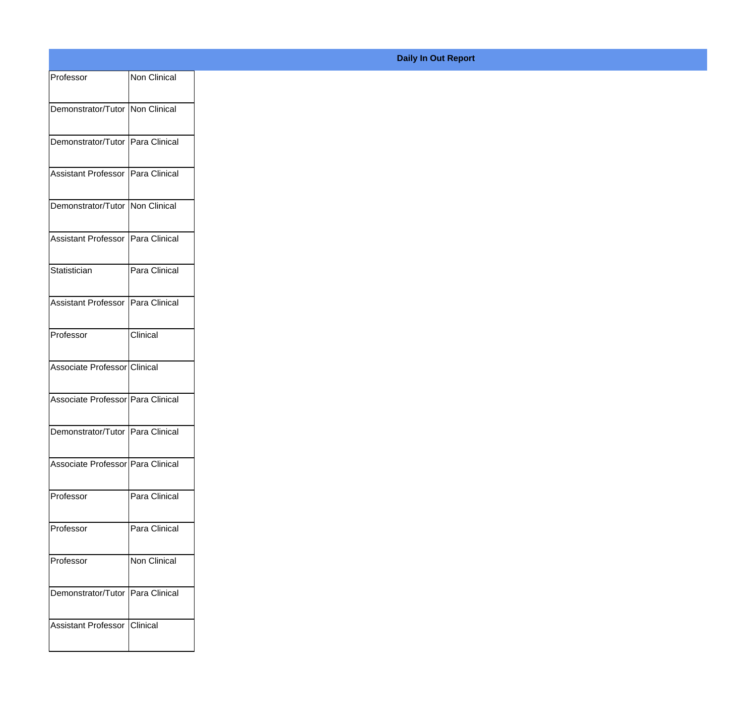**Daily In Out Report**

| | |
|---|---|
| Professor | Non Clinical |
| Demonstrator/Tutor | Non Clinical |
| Demonstrator/Tutor | Para Clinical |
| Assistant Professor | Para Clinical |
| Demonstrator/Tutor | Non Clinical |
| Assistant Professor | Para Clinical |
| Statistician | Para Clinical |
| Assistant Professor | Para Clinical |
| Professor | Clinical |
| Associate Professor | Clinical |
| Associate Professor | Para Clinical |
| Demonstrator/Tutor | Para Clinical |
| Associate Professor | Para Clinical |
| Professor | Para Clinical |
| Professor | Para Clinical |
| Professor | Non Clinical |
| Demonstrator/Tutor | Para Clinical |
| Assistant Professor | Clinical |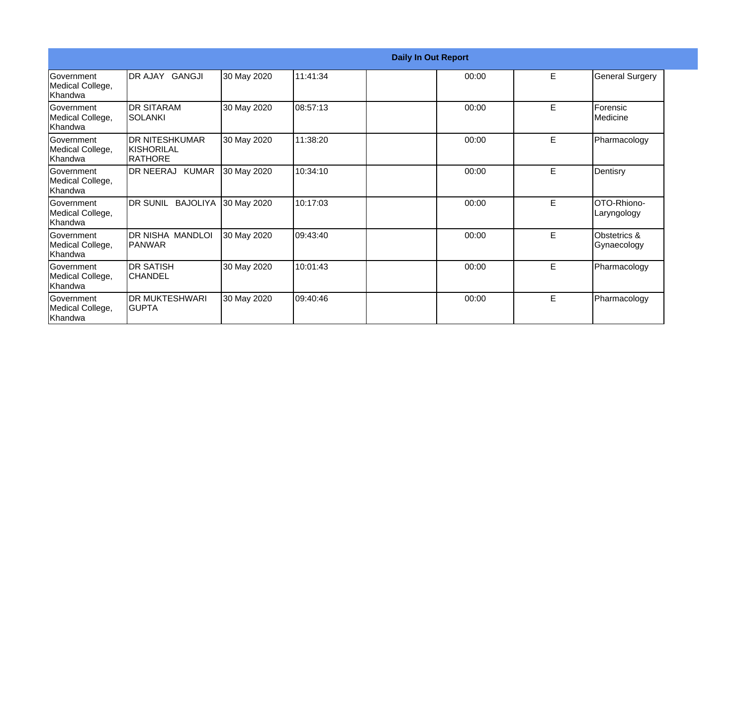**Daily In Out Report**

| | | | | | | | |
|---|---|---|---|---|---|---|---|
| Government Medical College, Khandwa | DR AJAY GANGJI | 30 May 2020 | 11:41:34 | | 00:00 | E | General Surgery |
| Government Medical College, Khandwa | DR SITARAM SOLANKI | 30 May 2020 | 08:57:13 | | 00:00 | E | Forensic Medicine |
| Government Medical College, Khandwa | DR NITESHKUMAR KISHORILAL RATHORE | 30 May 2020 | 11:38:20 | | 00:00 | E | Pharmacology |
| Government Medical College, Khandwa | DR NEERAJ KUMAR | 30 May 2020 | 10:34:10 | | 00:00 | E | Dentisry |
| Government Medical College, Khandwa | DR SUNIL BAJOLIYA | 30 May 2020 | 10:17:03 | | 00:00 | E | OTO-Rhiono-Laryngology |
| Government Medical College, Khandwa | DR NISHA MANDLOI PANWAR | 30 May 2020 | 09:43:40 | | 00:00 | E | Obstetrics & Gynaecology |
| Government Medical College, Khandwa | DR SATISH CHANDEL | 30 May 2020 | 10:01:43 | | 00:00 | E | Pharmacology |
| Government Medical College, Khandwa | DR MUKTESHWARI GUPTA | 30 May 2020 | 09:40:46 | | 00:00 | E | Pharmacology |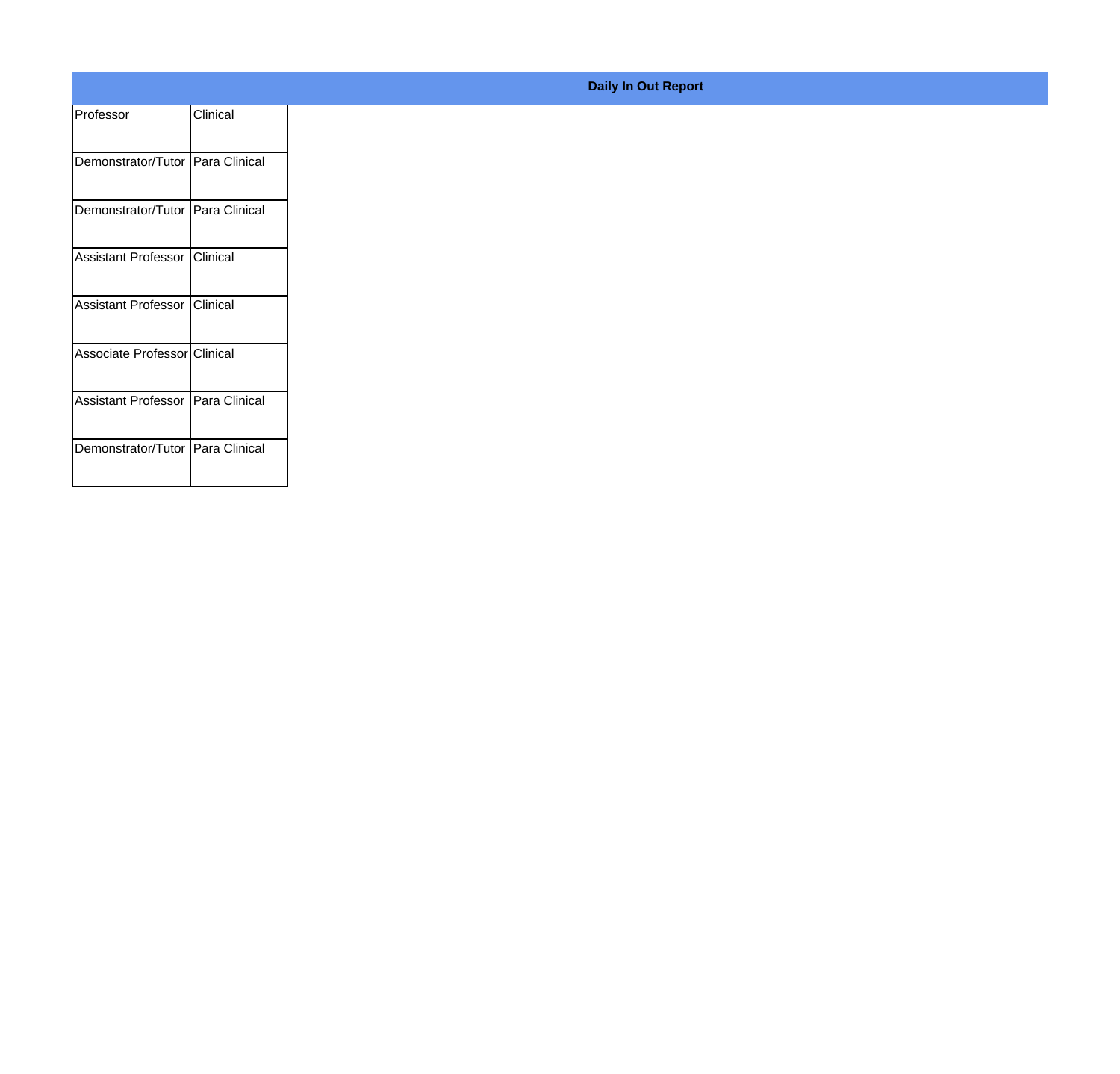**Daily In Out Report**

| | |
|---|---|
| Professor | Clinical |
| Demonstrator/Tutor | Para Clinical |
| Demonstrator/Tutor | Para Clinical |
| Assistant Professor | Clinical |
| Assistant Professor | Clinical |
| Associate Professor | Clinical |
| Assistant Professor | Para Clinical |
| Demonstrator/Tutor | Para Clinical |